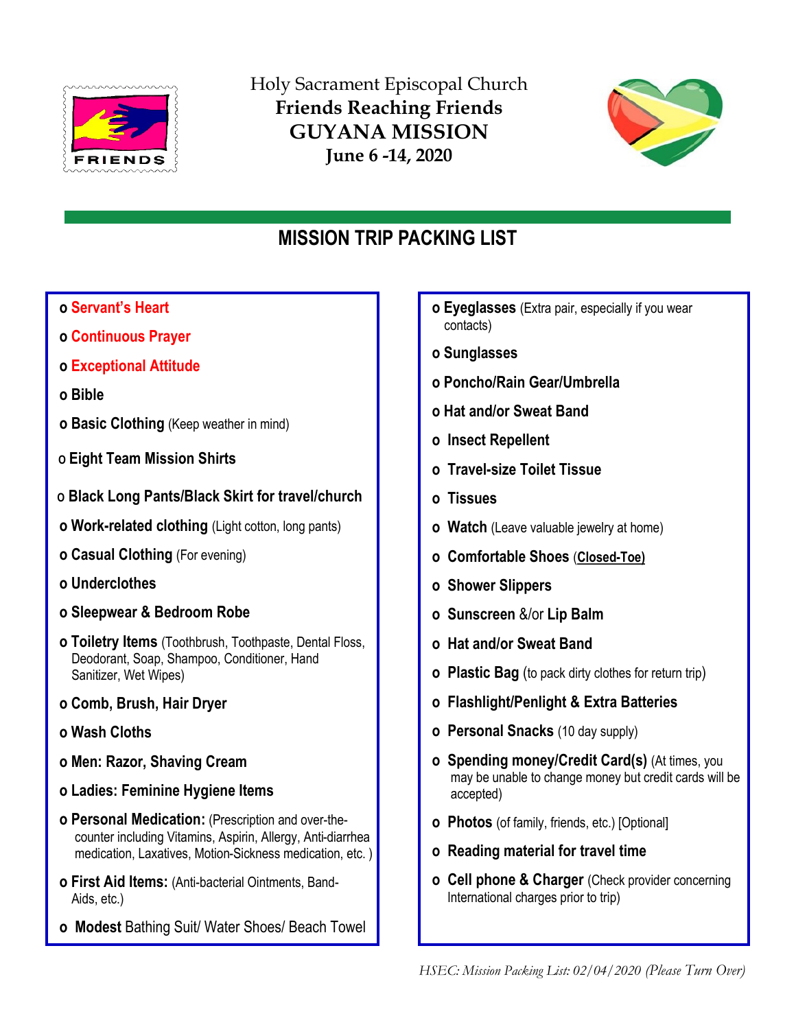Holy Sacrament Episcopal Church

**Friends Reaching Friends**

# GUYANA MISSION

**June 6 -14, 2020**

## MISSION TRIP PACKING LIST

- o **Servant's Heart**
- o **Continuous Prayer**
- o **Exceptional Attitude**
- o **Bible**
- o **Basic Clothing** (Keep weather in mind)
- o **Eight Team Mission Shirts**
- o **Black Long Pants/Black Skirt for travel/church**
- o **Work-related clothing** (Light cotton, long pants)
- o **Casual Clothing** (For evening)
- o **Underclothes**
- o **Sleepwear & Bedroom Robe**
- o **Toiletry Items** (Toothbrush, Toothpaste, Dental Floss, Deodorant, Soap, Shampoo, Conditioner, Hand Sanitizer, Wet Wipes)
- o **Comb, Brush, Hair Dryer**
- o **Wash Cloths**
- o **Men: Razor, Shaving Cream**
- o **Ladies: Feminine Hygiene Items**
- o **Personal Medication:** (Prescription and over-the-counter including Vitamins, Aspirin, Allergy, Anti-diarrhea medication, Laxatives, Motion-Sickness medication, etc. )
- o **First Aid Items:** (Anti-bacterial Ointments, Band-Aids, etc.)
- o **Modest** Bathing Suit/ Water Shoes/ Beach Towel
- o **Eyeglasses** (Extra pair, especially if you wear contacts)
- o **Sunglasses**
- o **Poncho/Rain Gear/Umbrella**
- o **Hat and/or Sweat Band**
- o **Insect Repellent**
- o **Travel-size Toilet Tissue**
- o **Tissues**
- o **Watch** (Leave valuable jewelry at home)
- o **Comfortable Shoes** (**Closed-Toe)**
- o **Shower Slippers**
- o **Sunscreen** &/or **Lip Balm**
- o **Hat and/or Sweat Band**
- o **Plastic Bag** (to pack dirty clothes for return trip)
- o **Flashlight/Penlight & Extra Batteries**
- o **Personal Snacks** (10 day supply)
- o **Spending money/Credit Card(s)** (At times, you may be unable to change money but credit cards will be accepted)
- o **Photos** (of family, friends, etc.) [Optional]
- o **Reading material for travel time**
- o **Cell phone & Charger** (Check provider concerning International charges prior to trip)

*HSEC: Mission Packing List: 02/04/2020 (Please Turn Over)*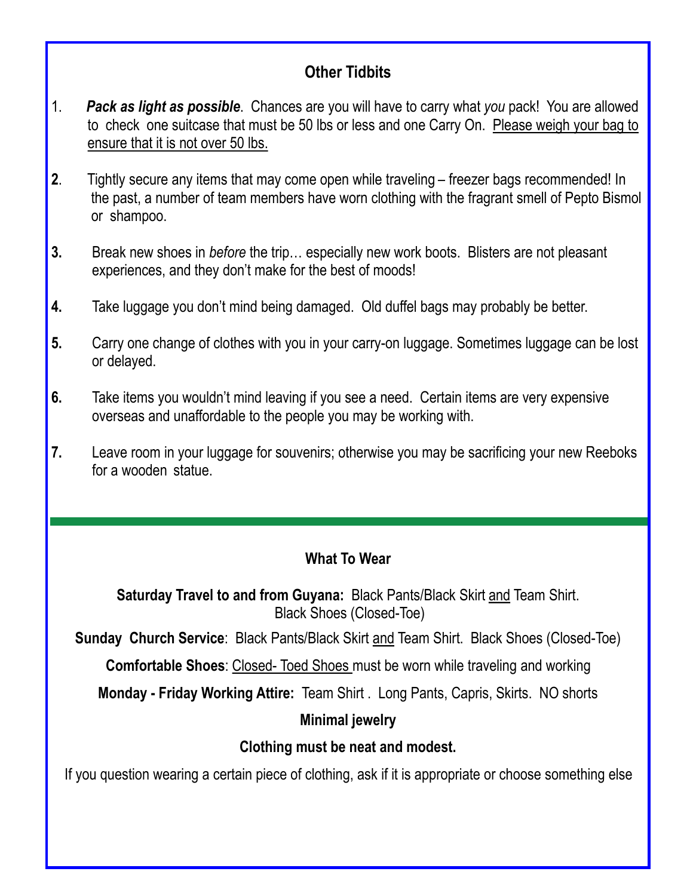## Other Tidbits

1. ***Pack as light as possible***. Chances are you will have to carry what *you* pack! You are allowed to check one suitcase that must be 50 lbs or less and one Carry On. <u>Please weigh your bag to ensure that it is not over 50 lbs.</u>

2. Tightly secure any items that may come open while traveling – freezer bags recommended! In the past, a number of team members have worn clothing with the fragrant smell of Pepto Bismol or shampoo.

3. Break new shoes in *before* the trip… especially new work boots. Blisters are not pleasant experiences, and they don't make for the best of moods!

4. Take luggage you don't mind being damaged. Old duffel bags may probably be better.

5. Carry one change of clothes with you in your carry-on luggage. Sometimes luggage can be lost or delayed.

6. Take items you wouldn't mind leaving if you see a need. Certain items are very expensive overseas and unaffordable to the people you may be working with.

7. Leave room in your luggage for souvenirs; otherwise you may be sacrificing your new Reeboks for a wooden statue.

---

## What To Wear

**Saturday Travel to and from Guyana:** Black Pants/Black Skirt <u>and</u> Team Shirt. Black Shoes (Closed-Toe)

**Sunday Church Service**: Black Pants/Black Skirt <u>and</u> Team Shirt. Black Shoes (Closed-Toe)

**Comfortable Shoes**: <u>Closed- Toed Shoes</u> must be worn while traveling and working

**Monday - Friday Working Attire:** Team Shirt . Long Pants, Capris, Skirts. NO shorts

**Minimal jewelry**

**Clothing must be neat and modest.**

If you question wearing a certain piece of clothing, ask if it is appropriate or choose something else